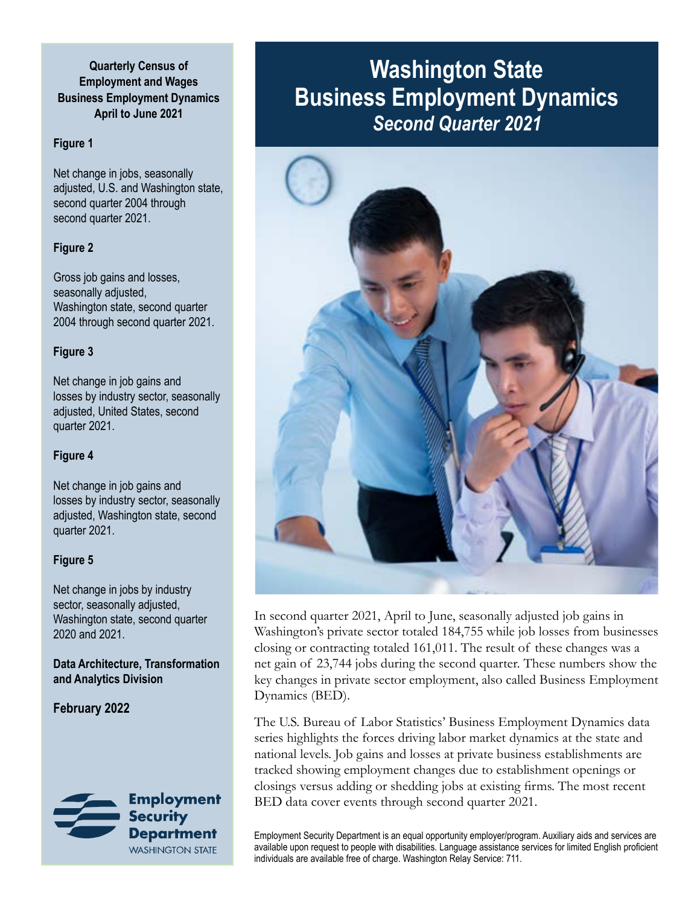# Washington State Business Employment Dynamics

## *Second Quarter 2021*

In second quarter 2021, April to June, seasonally adjusted job gains in Washington's private sector totaled 184,755 while job losses from businesses closing or contracting totaled 161,011. The result of these changes was a net gain of 23,744 jobs during the second quarter. These numbers show the key changes in private sector employment, also called Business Employment Dynamics (BED).

The U.S. Bureau of Labor Statistics' Business Employment Dynamics data series highlights the forces driving labor market dynamics at the state and national levels. Job gains and losses at private business establishments are tracked showing employment changes due to establishment openings or closings versus adding or shedding jobs at existing firms. The most recent BED data cover events through second quarter 2021.

**Quarterly Census of Employment and Wages Business Employment Dynamics April to June 2021**

**Figure 1**

Net change in jobs, seasonally adjusted, U.S. and Washington state, second quarter 2004 through second quarter 2021.

**Figure 2**

Gross job gains and losses, seasonally adjusted, Washington state, second quarter 2004 through second quarter 2021.

**Figure 3**

Net change in job gains and losses by industry sector, seasonally adjusted, United States, second quarter 2021.

**Figure 4**

Net change in job gains and losses by industry sector, seasonally adjusted, Washington state, second quarter 2021.

**Figure 5**

Net change in jobs by industry sector, seasonally adjusted, Washington state, second quarter 2020 and 2021.

**Data Architecture, Transformation and Analytics Division**

**February 2022**

Employment Security Department WASHINGTON STATE

Employment Security Department is an equal opportunity employer/program. Auxiliary aids and services are available upon request to people with disabilities. Language assistance services for limited English proficient individuals are available free of charge. Washington Relay Service: 711.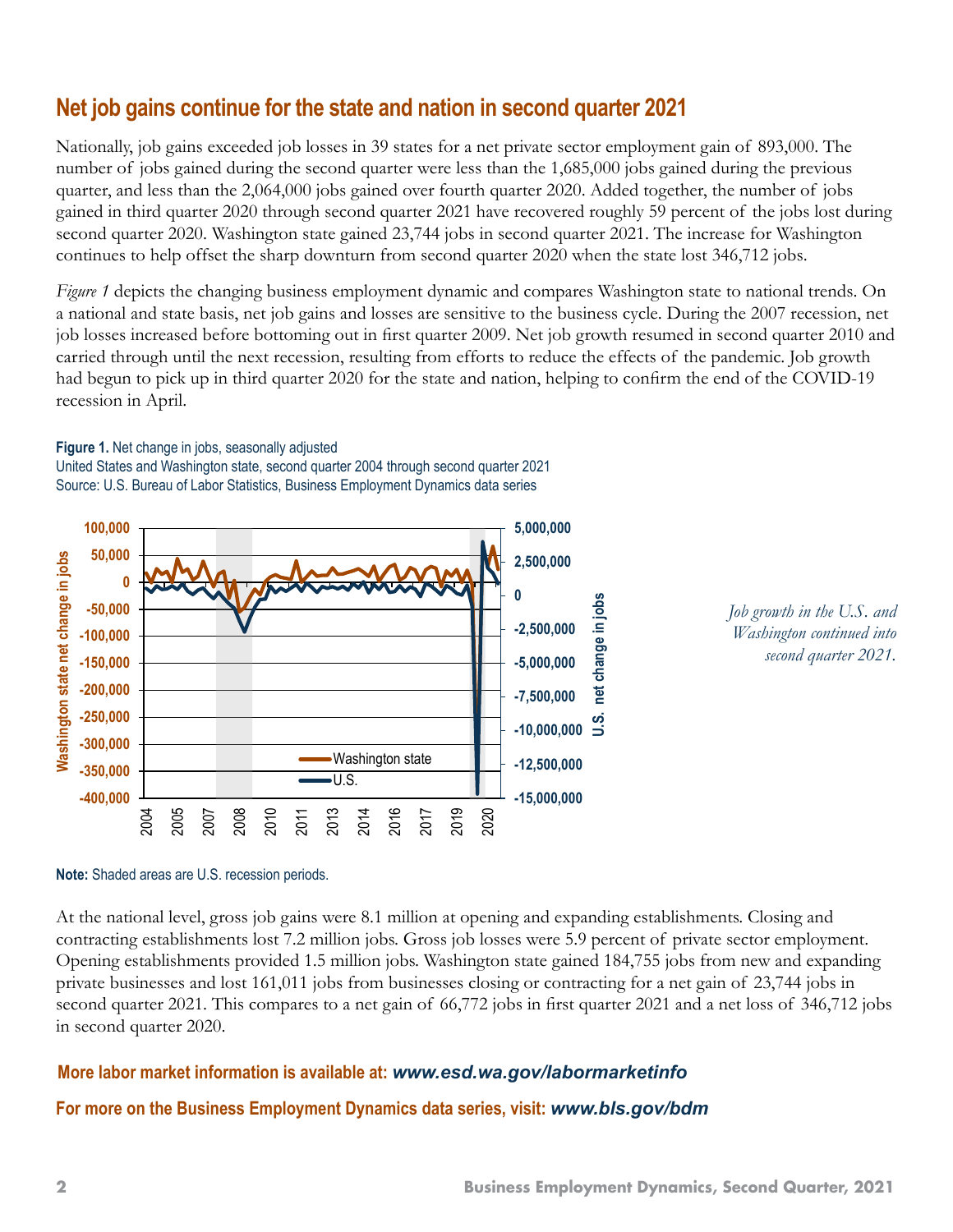## Net job gains continue for the state and nation in second quarter 2021

Nationally, job gains exceeded job losses in 39 states for a net private sector employment gain of 893,000. The number of jobs gained during the second quarter were less than the 1,685,000 jobs gained during the previous quarter, and less than the 2,064,000 jobs gained over fourth quarter 2020. Added together, the number of jobs gained in third quarter 2020 through second quarter 2021 have recovered roughly 59 percent of the jobs lost during second quarter 2020. Washington state gained 23,744 jobs in second quarter 2021. The increase for Washington continues to help offset the sharp downturn from second quarter 2020 when the state lost 346,712 jobs.

*Figure 1* depicts the changing business employment dynamic and compares Washington state to national trends. On a national and state basis, net job gains and losses are sensitive to the business cycle. During the 2007 recession, net job losses increased before bottoming out in first quarter 2009. Net job growth resumed in second quarter 2010 and carried through until the next recession, resulting from efforts to reduce the effects of the pandemic. Job growth had begun to pick up in third quarter 2020 for the state and nation, helping to confirm the end of the COVID-19 recession in April.

**Figure 1.** Net change in jobs, seasonally adjusted
United States and Washington state, second quarter 2004 through second quarter 2021
Source: U.S. Bureau of Labor Statistics, Business Employment Dynamics data series

Washington state net change in jobs
100,000
50,000
0
-50,000
-100,000
-150,000
-200,000
-250,000
-300,000
-350,000
-400,000

U.S. net change in jobs
5,000,000
2,500,000
0
-2,500,000
-5,000,000
-7,500,000
-10,000,000
-12,500,000
-15,000,000

2004 2005 2007 2008 2010 2011 2013 2014 2016 2017 2019 2020

Washington state
U.S.

**Note:** Shaded areas are U.S. recession periods.

*Job growth in the U.S. and Washington continued into second quarter 2021.*

At the national level, gross job gains were 8.1 million at opening and expanding establishments. Closing and contracting establishments lost 7.2 million jobs. Gross job losses were 5.9 percent of private sector employment. Opening establishments provided 1.5 million jobs. Washington state gained 184,755 jobs from new and expanding private businesses and lost 161,011 jobs from businesses closing or contracting for a net gain of 23,744 jobs in second quarter 2021. This compares to a net gain of 66,772 jobs in first quarter 2021 and a net loss of 346,712 jobs in second quarter 2020.

**More labor market information is available at: *www.esd.wa.gov/labormarketinfo***

**For more on the Business Employment Dynamics data series, visit: *www.bls.gov/bdm***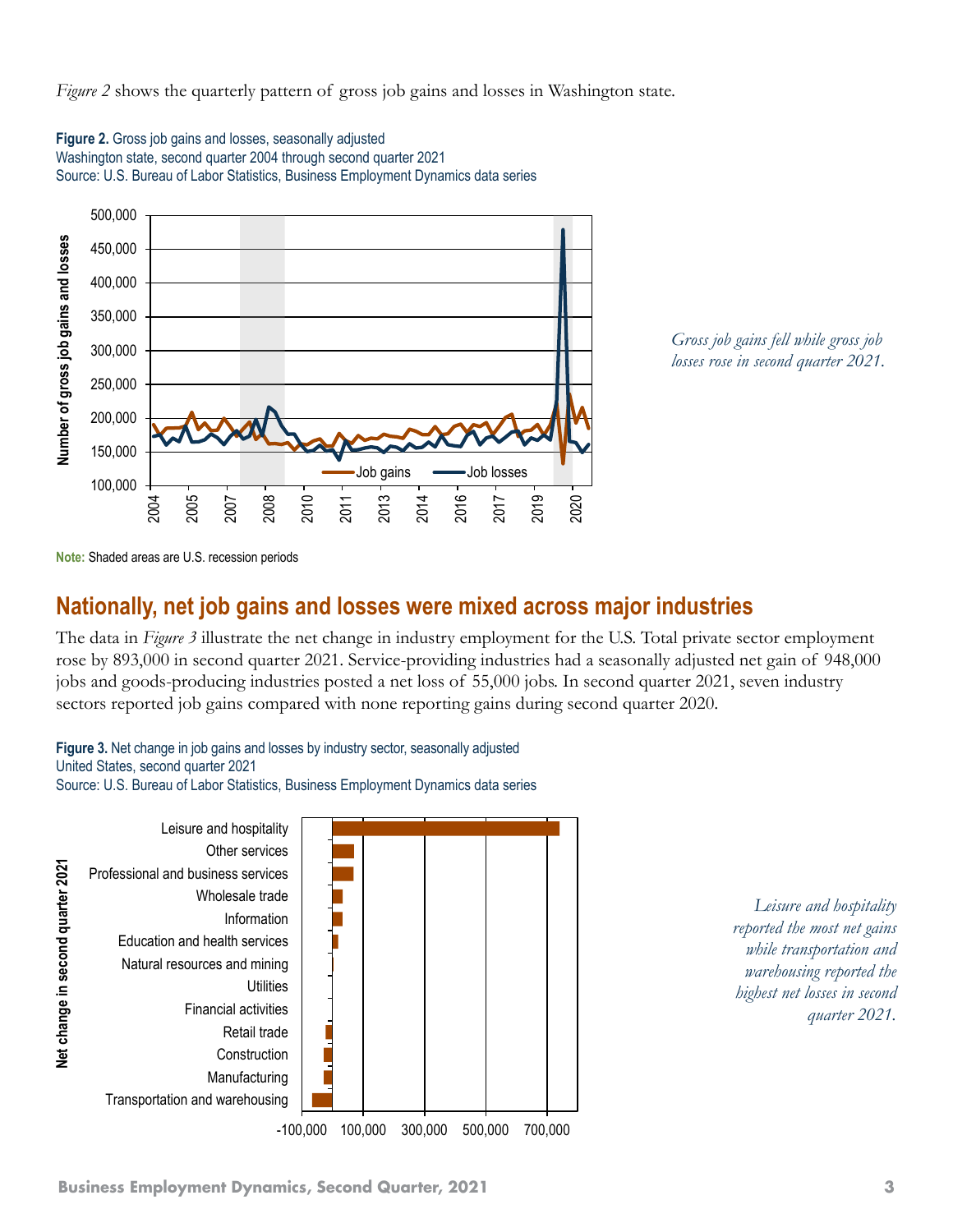*Figure 2* shows the quarterly pattern of gross job gains and losses in Washington state.

**Figure 2.** Gross job gains and losses, seasonally adjusted
Washington state, second quarter 2004 through second quarter 2021
Source: U.S. Bureau of Labor Statistics, Business Employment Dynamics data series

Number of gross job gains and losses
500,000
450,000
400,000
350,000
300,000
250,000
200,000
150,000
100,000
2004 2005 2007 2008 2010 2011 2013 2014 2016 2017 2019 2020
Job gains
Job losses

**Note:** Shaded areas are U.S. recession periods

*Gross job gains fell while gross job losses rose in second quarter 2021.*

## Nationally, net job gains and losses were mixed across major industries

The data in *Figure 3* illustrate the net change in industry employment for the U.S. Total private sector employment rose by 893,000 in second quarter 2021. Service-providing industries had a seasonally adjusted net gain of 948,000 jobs and goods-producing industries posted a net loss of 55,000 jobs. In second quarter 2021, seven industry sectors reported job gains compared with none reporting gains during second quarter 2020.

**Figure 3.** Net change in job gains and losses by industry sector, seasonally adjusted
United States, second quarter 2021
Source: U.S. Bureau of Labor Statistics, Business Employment Dynamics data series

Net change in second quarter 2021
Leisure and hospitality
Other services
Professional and business services
Wholesale trade
Information
Education and health services
Natural resources and mining
Utilities
Financial activities
Retail trade
Construction
Manufacturing
Transportation and warehousing
-100,000 100,000 300,000 500,000 700,000

*Leisure and hospitality reported the most net gains while transportation and warehousing reported the highest net losses in second quarter 2021.*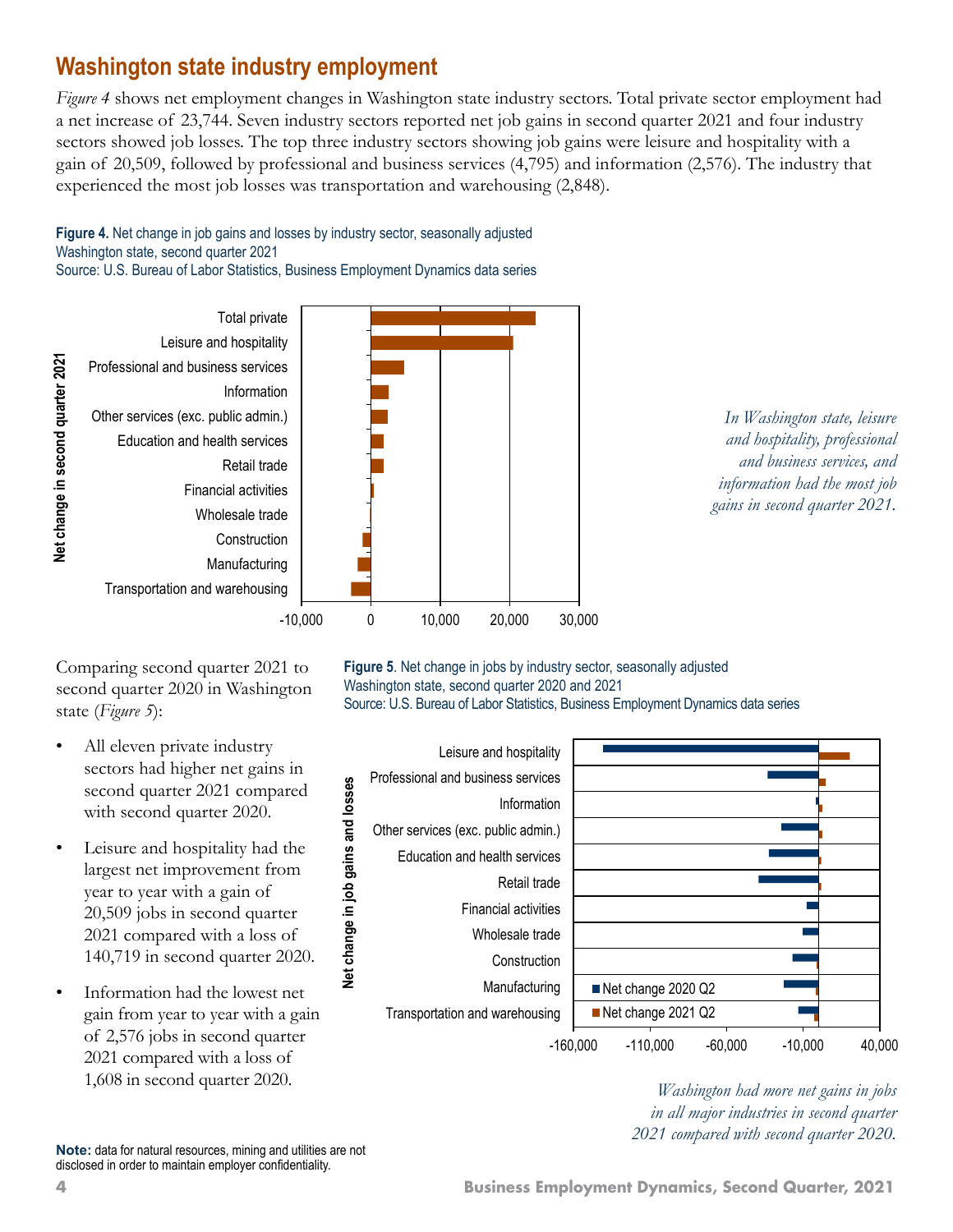## Washington state industry employment

*Figure 4* shows net employment changes in Washington state industry sectors. Total private sector employment had a net increase of 23,744. Seven industry sectors reported net job gains in second quarter 2021 and four industry sectors showed job losses. The top three industry sectors showing job gains were leisure and hospitality with a gain of 20,509, followed by professional and business services (4,795) and information (2,576). The industry that experienced the most job losses was transportation and warehousing (2,848).

**Figure 4.** Net change in job gains and losses by industry sector, seasonally adjusted
Washington state, second quarter 2021
Source: U.S. Bureau of Labor Statistics, Business Employment Dynamics data series

Net change in second quarter 2021

Total private
Leisure and hospitality
Professional and business services
Information
Other services (exc. public admin.)
Education and health services
Retail trade
Financial activities
Wholesale trade
Construction
Manufacturing
Transportation and warehousing

-10,000
0
10,000
20,000
30,000

*In Washington state, leisure and hospitality, professional and business services, and information had the most job gains in second quarter 2021.*

Comparing second quarter 2021 to second quarter 2020 in Washington state (*Figure 5*):

- All eleven private industry sectors had higher net gains in second quarter 2021 compared with second quarter 2020.
- Leisure and hospitality had the largest net improvement from year to year with a gain of 20,509 jobs in second quarter 2021 compared with a loss of 140,719 in second quarter 2020.
- Information had the lowest net gain from year to year with a gain of 2,576 jobs in second quarter 2021 compared with a loss of 1,608 in second quarter 2020.

**Figure 5**. Net change in jobs by industry sector, seasonally adjusted
Washington state, second quarter 2020 and 2021
Source: U.S. Bureau of Labor Statistics, Business Employment Dynamics data series

Net change in job gains and losses

Leisure and hospitality
Professional and business services
Information
Other services (exc. public admin.)
Education and health services
Retail trade
Financial activities
Wholesale trade
Construction
Manufacturing
Transportation and warehousing

Net change 2020 Q2
Net change 2021 Q2

-160,000
-110,000
-60,000
-10,000
40,000

*Washington had more net gains in jobs in all major industries in second quarter 2021 compared with second quarter 2020.*

**Note:** data for natural resources, mining and utilities are not disclosed in order to maintain employer confidentiality.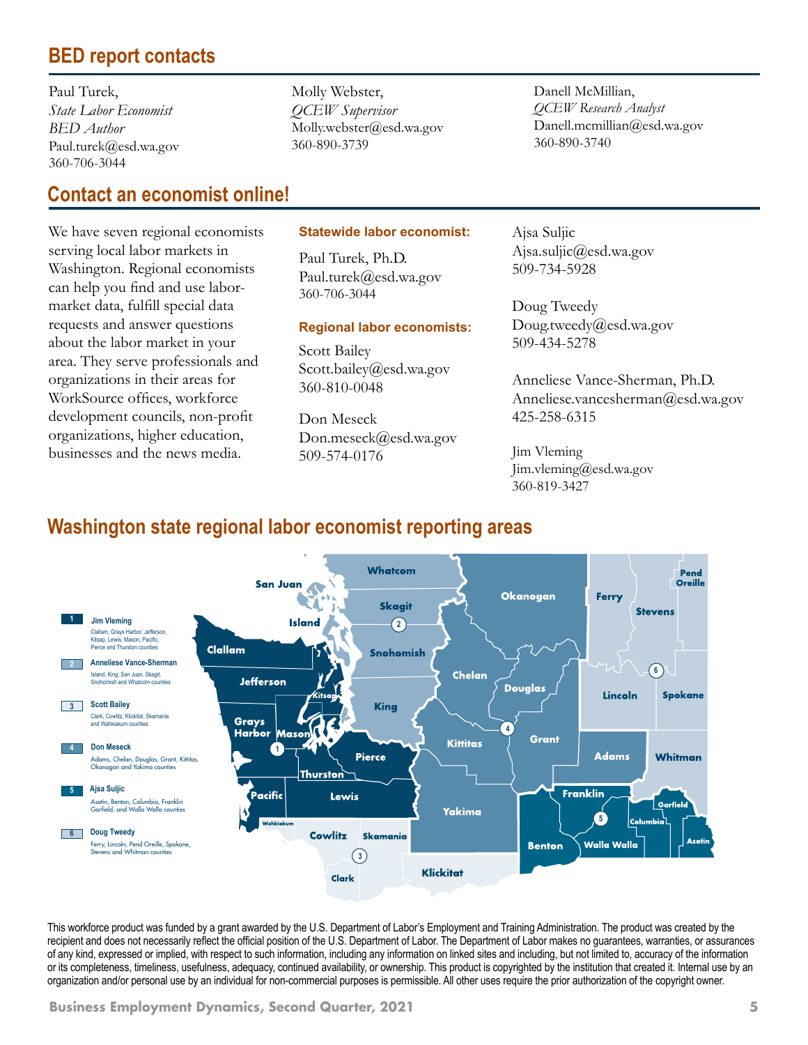## BED report contacts

Paul Turek,
*State Labor Economist*
*BED Author*
Paul.turek@esd.wa.gov
360-706-3044

Molly Webster,
*QCEW Supervisor*
Molly.webster@esd.wa.gov
360-890-3739

Danell McMillian,
*QCEW Research Analyst*
Danell.mcmillian@esd.wa.gov
360-890-3740

## Contact an economist online!

We have seven regional economists serving local labor markets in Washington. Regional economists can help you find and use labor-market data, fulfill special data requests and answer questions about the labor market in your area. They serve professionals and organizations in their areas for WorkSource offices, workforce development councils, non-profit organizations, higher education, businesses and the news media.

**Statewide labor economist:**

Paul Turek, Ph.D.
Paul.turek@esd.wa.gov
360-706-3044

**Regional labor economists:**

Scott Bailey
Scott.bailey@esd.wa.gov
360-810-0048

Don Meseck
Don.meseck@esd.wa.gov
509-574-0176

Ajsa Suljic
Ajsa.suljic@esd.wa.gov
509-734-5928

Doug Tweedy
Doug.tweedy@esd.wa.gov
509-434-5278

Anneliese Vance-Sherman, Ph.D.
Anneliese.vancesherman@esd.wa.gov
425-258-6315

Jim Vleming
Jim.vleming@esd.wa.gov
360-819-3427

## Washington state regional labor economist reporting areas

1 Jim Vleming
Clallam, Grays Harbor, Jefferson, Kitsap, Lewis, Mason, Pacific, Pierce and Thurston counties

2 Anneliese Vance-Sherman
Island, King, San Juan, Skagit, Snohomish and Whatcom counties

3 Scott Bailey
Clark, Cowlitz, Klickitat, Skamania and Wahkiakum counties

4 Don Meseck
Adams, Chelan, Douglas, Grant, Kittitas, Okanogan and Yakima counties

5 Ajsa Suljic
Asotin, Benton, Columbia, Franklin Garfield, and Walla Walla counties

6 Doug Tweedy
Ferry, Lincoln, Pend Oreille, Spokane, Stevens and Whitman counties

This workforce product was funded by a grant awarded by the U.S. Department of Labor's Employment and Training Administration. The product was created by the recipient and does not necessarily reflect the official position of the U.S. Department of Labor. The Department of Labor makes no guarantees, warranties, or assurances of any kind, expressed or implied, with respect to such information, including any information on linked sites and including, but not limited to, accuracy of the information or its completeness, timeliness, usefulness, adequacy, continued availability, or ownership. This product is copyrighted by the institution that created it. Internal use by an organization and/or personal use by an individual for non-commercial purposes is permissible. All other uses require the prior authorization of the copyright owner.